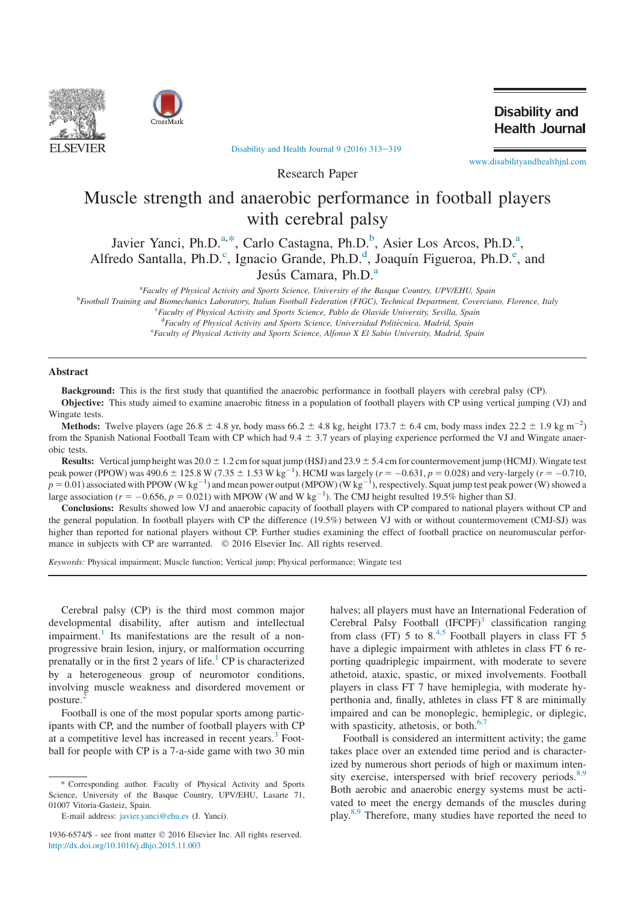Research Paper

# Muscle strength and anaerobic performance in football players with cerebral palsy

Javier Yanci, Ph.D.[a,*], Carlo Castagna, Ph.D.[b], Asier Los Arcos, Ph.D.[a], Alfredo Santalla, Ph.D.[c], Ignacio Grande, Ph.D.[d], Joaquín Figueroa, Ph.D.[e], and Jesús Camara, Ph.D.[a]

[a]Faculty of Physical Activity and Sports Science, University of the Basque Country, UPV/EHU, Spain
[b]Football Training and Biomechanics Laboratory, Italian Football Federation (FIGC), Technical Department, Coverciano, Florence, Italy
[c]Faculty of Physical Activity and Sports Science, Pablo de Olavide University, Sevilla, Spain
[d]Faculty of Physical Activity and Sports Science, Universidad Politécnica, Madrid, Spain
[e]Faculty of Physical Activity and Sports Science, Alfonso X El Sabio University, Madrid, Spain

## Abstract

**Background:** This is the first study that quantified the anaerobic performance in football players with cerebral palsy (CP).

**Objective:** This study aimed to examine anaerobic fitness in a population of football players with CP using vertical jumping (VJ) and Wingate tests.

**Methods:** Twelve players (age 26.8 ± 4.8 yr, body mass 66.2 ± 4.8 kg, height 173.7 ± 6.4 cm, body mass index 22.2 ± 1.9 kg $m^{-2}$) from the Spanish National Football Team with CP which had 9.4 ± 3.7 years of playing experience performed the VJ and Wingate anaerobic tests.

**Results:** Vertical jump height was 20.0 ± 1.2 cm for squat jump (HSJ) and 23.9 ± 5.4 cm for countermovement jump (HCMJ). Wingate test peak power (PPOW) was 490.6 ± 125.8 W (7.35 ± 1.53 W $kg^{-1}$). HCMJ was largely ($r = -0.631$, $p = 0.028$) and very-largely ($r = -0.710$, $p = 0.01$) associated with PPOW (W $kg^{-1}$) and mean power output (MPOW) (W $kg^{-1}$), respectively. Squat jump test peak power (W) showed a large association ($r = -0.656$, $p = 0.021$) with MPOW (W and W $kg^{-1}$). The CMJ height resulted 19.5% higher than SJ.

**Conclusions:** Results showed low VJ and anaerobic capacity of football players with CP compared to national players without CP and the general population. In football players with CP the difference (19.5%) between VJ with or without countermovement (CMJ-SJ) was higher than reported for national players without CP. Further studies examining the effect of football practice on neuromuscular performance in subjects with CP are warranted. © 2016 Elsevier Inc. All rights reserved.

*Keywords:* Physical impairment; Muscle function; Vertical jump; Physical performance; Wingate test

Cerebral palsy (CP) is the third most common major developmental disability, after autism and intellectual impairment.[1] Its manifestations are the result of a non-progressive brain lesion, injury, or malformation occurring prenatally or in the first 2 years of life.[1] CP is characterized by a heterogeneous group of neuromotor conditions, involving muscle weakness and disordered movement or posture.[2]

Football is one of the most popular sports among participants with CP, and the number of football players with CP at a competitive level has increased in recent years.[3] Football for people with CP is a 7-a-side game with two 30 min halves; all players must have an International Federation of Cerebral Palsy Football (IFCPF)[3] classification ranging from class (FT) 5 to 8.[4,5] Football players in class FT 5 have a diplegic impairment with athletes in class FT 6 reporting quadriplegic impairment, with moderate to severe athetoid, ataxic, spastic, or mixed involvements. Football players in class FT 7 have hemiplegia, with moderate hypertonia and, finally, athletes in class FT 8 are minimally impaired and can be monoplegic, hemiplegic, or diplegic, with spasticity, athetosis, or both.[6,7]

Football is considered an intermittent activity; the game takes place over an extended time period and is characterized by numerous short periods of high or maximum intensity exercise, interspersed with brief recovery periods.[8,9] Both aerobic and anaerobic energy systems must be activated to meet the energy demands of the muscles during play.[8,9] Therefore, many studies have reported the need to

\* Corresponding author. Faculty of Physical Activity and Sports Science, University of the Basque Country, UPV/EHU, Lasarte 71, 01007 Vitoria-Gasteiz, Spain.

E-mail address: javier.yanci@ehu.es (J. Yanci).

1936-6574/$ - see front matter © 2016 Elsevier Inc. All rights reserved.
http://dx.doi.org/10.1016/j.dhjo.2015.11.003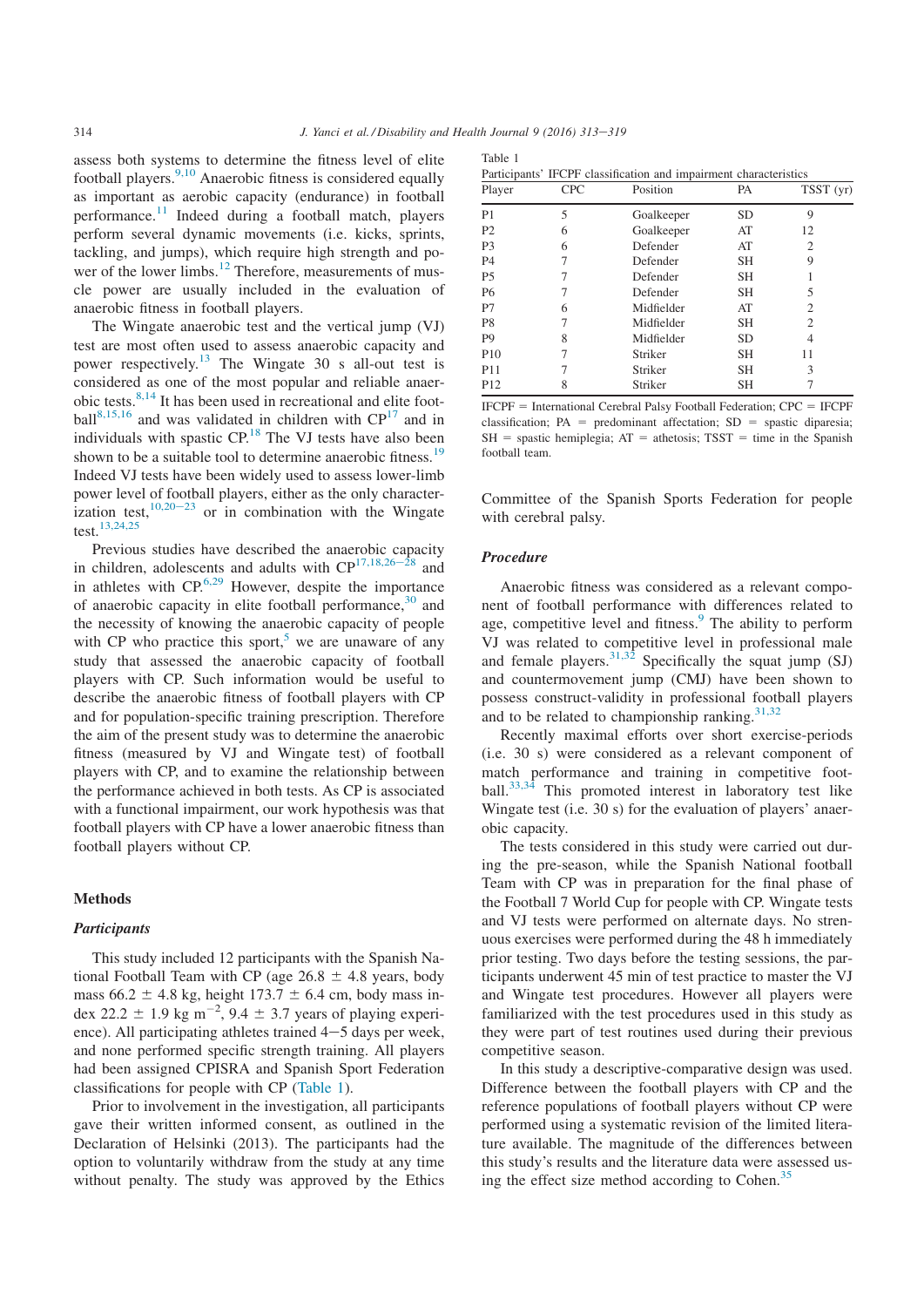assess both systems to determine the fitness level of elite football players.[9,10] Anaerobic fitness is considered equally as important as aerobic capacity (endurance) in football performance.[11] Indeed during a football match, players perform several dynamic movements (i.e. kicks, sprints, tackling, and jumps), which require high strength and power of the lower limbs.[12] Therefore, measurements of muscle power are usually included in the evaluation of anaerobic fitness in football players.

The Wingate anaerobic test and the vertical jump (VJ) test are most often used to assess anaerobic capacity and power respectively.[13] The Wingate 30 s all-out test is considered as one of the most popular and reliable anaerobic tests.[8,14] It has been used in recreational and elite football[8,15,16] and in children with CP[17] and was validated in individuals with spastic CP.[18] The VJ tests have also been shown to be a suitable tool to determine anaerobic fitness.[19] Indeed VJ tests have been widely used to assess lower-limb power level of football players, either as the only characterization test,[10,20–23] or in combination with the Wingate test.[13,24,25]

Previous studies have described the anaerobic capacity in children, adolescents and adults with CP[17,18,26–28] and in athletes with CP.[6,29] However, despite the importance of anaerobic capacity in elite football performance,[30] and the necessity of knowing the anaerobic capacity of people with CP who practice this sport,[5] we are unaware of any study that assessed the anaerobic capacity of football players with CP. Such information would be useful to describe the anaerobic fitness of football players with CP and for population-specific training prescription. Therefore the aim of the present study was to determine the anaerobic fitness (measured by VJ and Wingate test) of football players with CP, and to examine the relationship between the performance achieved in both tests. As CP is associated with a functional impairment, our work hypothesis was that football players with CP have a lower anaerobic fitness than football players without CP.

## Methods

### Participants

This study included 12 participants with the Spanish National Football Team with CP (age 26.8 ± 4.8 years, body mass 66.2 ± 4.8 kg, height 173.7 ± 6.4 cm, body mass index 22.2 ± 1.9 kg m$^{-2}$, 9.4 ± 3.7 years of playing experience). All participating athletes trained 4–5 days per week, and none performed specific strength training. All players had been assigned CPISRA and Spanish Sport Federation classifications for people with CP (Table 1).

Prior to involvement in the investigation, all participants gave their written informed consent, as outlined in the Declaration of Helsinki (2013). The participants had the option to voluntarily withdraw from the study at any time without penalty. The study was approved by the Ethics Committee of the Spanish Sports Federation for people with cerebral palsy.

Table 1
Participants' IFCPF classification and impairment characteristics

| Player | CPC | Position | PA | TSST (yr) |
|---|---|---|---|---|
| P1 | 5 | Goalkeeper | SD | 9 |
| P2 | 6 | Goalkeeper | AT | 12 |
| P3 | 6 | Defender | AT | 2 |
| P4 | 7 | Defender | SH | 9 |
| P5 | 7 | Defender | SH | 1 |
| P6 | 7 | Defender | SH | 5 |
| P7 | 6 | Midfielder | AT | 2 |
| P8 | 7 | Midfielder | SH | 2 |
| P9 | 8 | Midfielder | SD | 4 |
| P10 | 7 | Striker | SH | 11 |
| P11 | 7 | Striker | SH | 3 |
| P12 | 8 | Striker | SH | 7 |

IFCPF = International Cerebral Palsy Football Federation; CPC = IFCPF classification; PA = predominant affectation; SD = spastic diparesia; SH = spastic hemiplegia; AT = athetosis; TSST = time in the Spanish football team.

### Procedure

Anaerobic fitness was considered as a relevant component of football performance with differences related to age, competitive level and fitness.[9] The ability to perform VJ was related to competitive level in professional male and female players.[31,32] Specifically the squat jump (SJ) and countermovement jump (CMJ) have been shown to possess construct-validity in professional football players and to be related to championship ranking.[31,32]

Recently maximal efforts over short exercise-periods (i.e. 30 s) were considered as a relevant component of match performance and training in competitive football.[33,34] This promoted interest in laboratory test like Wingate test (i.e. 30 s) for the evaluation of players' anaerobic capacity.

The tests considered in this study were carried out during the pre-season, while the Spanish National football Team with CP was in preparation for the final phase of the Football 7 World Cup for people with CP. Wingate tests and VJ tests were performed on alternate days. No strenuous exercises were performed during the 48 h immediately prior testing. Two days before the testing sessions, the participants underwent 45 min of test practice to master the VJ and Wingate test procedures. However all players were familiarized with the test procedures used in this study as they were part of test routines used during their previous competitive season.

In this study a descriptive-comparative design was used. Difference between the football players with CP and the reference populations of football players without CP were performed using a systematic revision of the limited literature available. The magnitude of the differences between this study's results and the literature data were assessed using the effect size method according to Cohen.[35]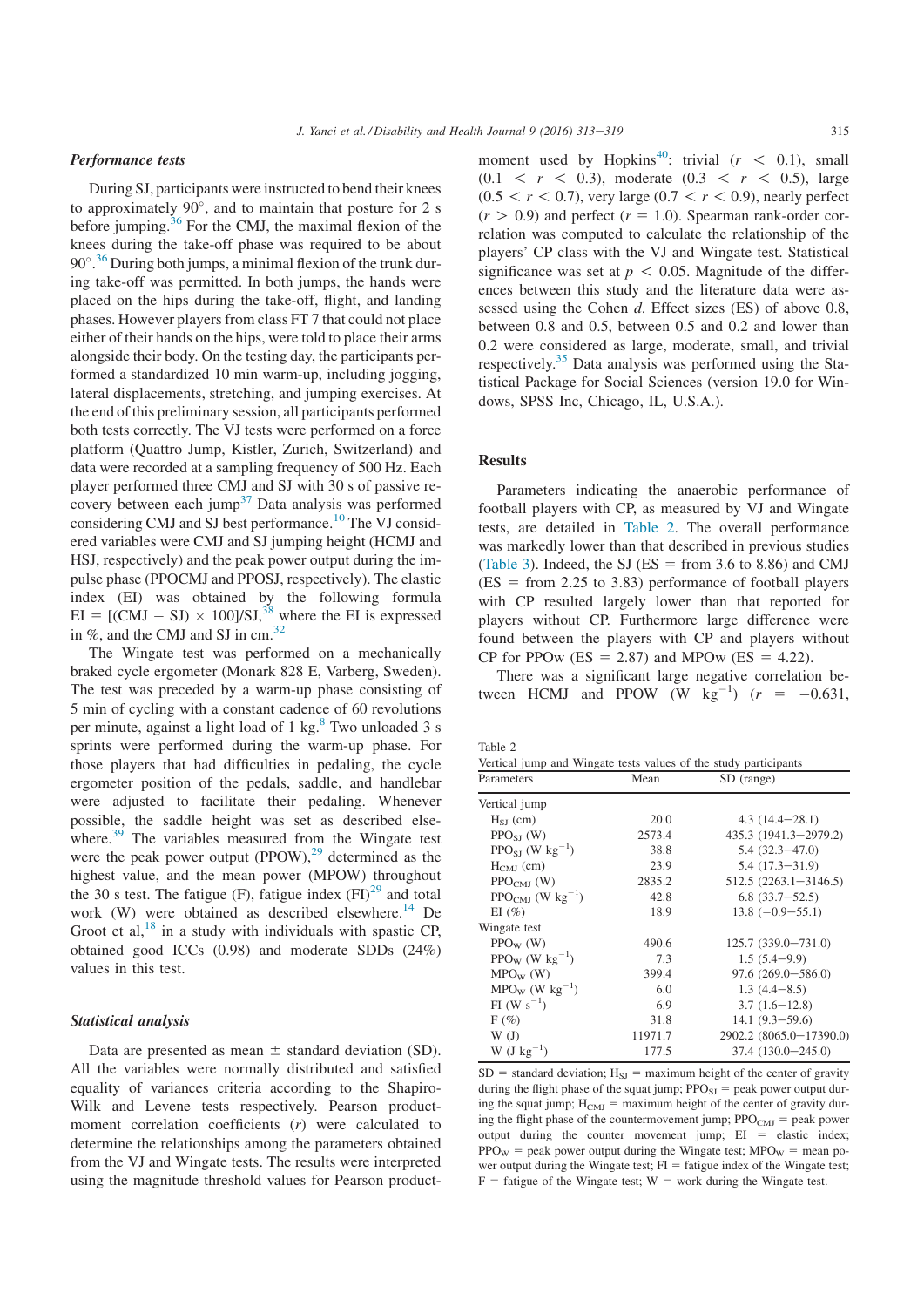### Performance tests

During SJ, participants were instructed to bend their knees to approximately 90°, and to maintain that posture for 2 s before jumping.[36] For the CMJ, the maximal flexion of the knees during the take-off phase was required to be about 90°.[36] During both jumps, a minimal flexion of the trunk during take-off was permitted. In both jumps, the hands were placed on the hips during the take-off, flight, and landing phases. However players from class FT 7 that could not place either of their hands on the hips, were told to place their arms alongside their body. On the testing day, the participants performed a standardized 10 min warm-up, including jogging, lateral displacements, stretching, and jumping exercises. At the end of this preliminary session, all participants performed both tests correctly. The VJ tests were performed on a force platform (Quattro Jump, Kistler, Zurich, Switzerland) and data were recorded at a sampling frequency of 500 Hz. Each player performed three CMJ and SJ with 30 s of passive recovery between each jump[37] Data analysis was performed considering CMJ and SJ best performance.[10] The VJ considered variables were CMJ and SJ jumping height (HCMJ and HSJ, respectively) and the peak power output during the impulse phase (PPOCMJ and PPOSJ, respectively). The elastic index (EI) was obtained by the following formula $EI = [(CMJ - SJ) \times 100]/SJ$,[38] where the EI is expressed in %, and the CMJ and SJ in cm.[32]

The Wingate test was performed on a mechanically braked cycle ergometer (Monark 828 E, Varberg, Sweden). The test was preceded by a warm-up phase consisting of 5 min of cycling with a constant cadence of 60 revolutions per minute, against a light load of 1 kg.[8] Two unloaded 3 s sprints were performed during the warm-up phase. For those players that had difficulties in pedaling, the cycle ergometer position of the pedals, saddle, and handlebar were adjusted to facilitate their pedaling. Whenever possible, the saddle height was set as described elsewhere.[39] The variables measured from the Wingate test were the peak power output (PPOW),[29] determined as the highest value, and the mean power (MPOW) throughout the 30 s test. The fatigue (F), fatigue index (FI)[29] and total work (W) were obtained as described elsewhere.[14] De Groot et al,[18] in a study with individuals with spastic CP, obtained good ICCs (0.98) and moderate SDDs (24%) values in this test.

### Statistical analysis

Data are presented as mean ± standard deviation (SD). All the variables were normally distributed and satisfied equality of variances criteria according to the Shapiro-Wilk and Levene tests respectively. Pearson product-moment correlation coefficients ($r$) were calculated to determine the relationships among the parameters obtained from the VJ and Wingate tests. The results were interpreted using the magnitude threshold values for Pearson product-moment used by Hopkins[40]: trivial ($r < 0.1$), small ($0.1 < r < 0.3$), moderate ($0.3 < r < 0.5$), large ($0.5 < r < 0.7$), very large ($0.7 < r < 0.9$), nearly perfect ($r > 0.9$) and perfect ($r = 1.0$). Spearman rank-order correlation was computed to calculate the relationship of the players' CP class with the VJ and Wingate test. Statistical significance was set at $p < 0.05$. Magnitude of the differences between this study and the literature data was assessed using the Cohen $d$. Effect sizes (ES) of above 0.8, between 0.8 and 0.5, between 0.5 and 0.2 and lower than 0.2 were considered as large, moderate, small, and trivial respectively.[35] Data analysis was performed using the Statistical Package for Social Sciences (version 19.0 for Windows, SPSS Inc, Chicago, IL, U.S.A.).

## Results

Parameters indicating the anaerobic performance of football players with CP, as measured by VJ and Wingate tests, are detailed in Table 2. The overall performance was markedly lower than that described in previous studies (Table 3). Indeed, the SJ (ES = from 3.6 to 8.86) and CMJ (ES = from 2.25 to 3.83) performance of football players with CP resulted largely lower than that reported for players without CP. Furthermore large difference were found between the players with CP and players without CP for PPOw (ES = 2.87) and MPOw (ES = 4.22).

There was a significant large negative correlation between HCMJ and PPOW (W kg$^{-1}$) ($r = -0.631$,

Table 2
Vertical jump and Wingate tests values of the study participants

| Parameters | Mean | SD (range) |
|---|---|---|
| Vertical jump | | |
| $H_{SJ}$ (cm) | 20.0 | 4.3 (14.4−28.1) |
| $PPO_{SJ}$ (W) | 2573.4 | 435.3 (1941.3−2979.2) |
| $PPO_{SJ}$ (W kg$^{-1}$) | 38.8 | 5.4 (32.3−47.0) |
| $H_{CMJ}$ (cm) | 23.9 | 5.4 (17.3−31.9) |
| $PPO_{CMJ}$ (W) | 2835.2 | 512.5 (2263.1−3146.5) |
| $PPO_{CMJ}$ (W kg$^{-1}$) | 42.8 | 6.8 (33.7−52.5) |
| EI (%) | 18.9 | 13.8 (−0.9−55.1) |
| Wingate test | | |
| $PPO_W$ (W) | 490.6 | 125.7 (339.0−731.0) |
| $PPO_W$ (W kg$^{-1}$) | 7.3 | 1.5 (5.4−9.9) |
| $MPO_W$ (W) | 399.4 | 97.6 (269.0−586.0) |
| $MPO_W$ (W kg$^{-1}$) | 6.0 | 1.3 (4.4−8.5) |
| FI (W s$^{-1}$) | 6.9 | 3.7 (1.6−12.8) |
| F (%) | 31.8 | 14.1 (9.3−59.6) |
| W (J) | 11971.7 | 2902.2 (8065.0−17390.0) |
| W (J kg$^{-1}$) | 177.5 | 37.4 (130.0−245.0) |

SD = standard deviation; $H_{SJ}$ = maximum height of the center of gravity during the flight phase of the squat jump; $PPO_{SJ}$ = peak power output during the squat jump; $H_{CMJ}$ = maximum height of the center of gravity during the flight phase of the countermovement jump; $PPO_{CMJ}$ = peak power output during the counter movement jump; EI = elastic index; $PPO_W$ = peak power output during the Wingate test; $MPO_W$ = mean power output during the Wingate test; FI = fatigue index of the Wingate test; F = fatigue of the Wingate test; W = work during the Wingate test.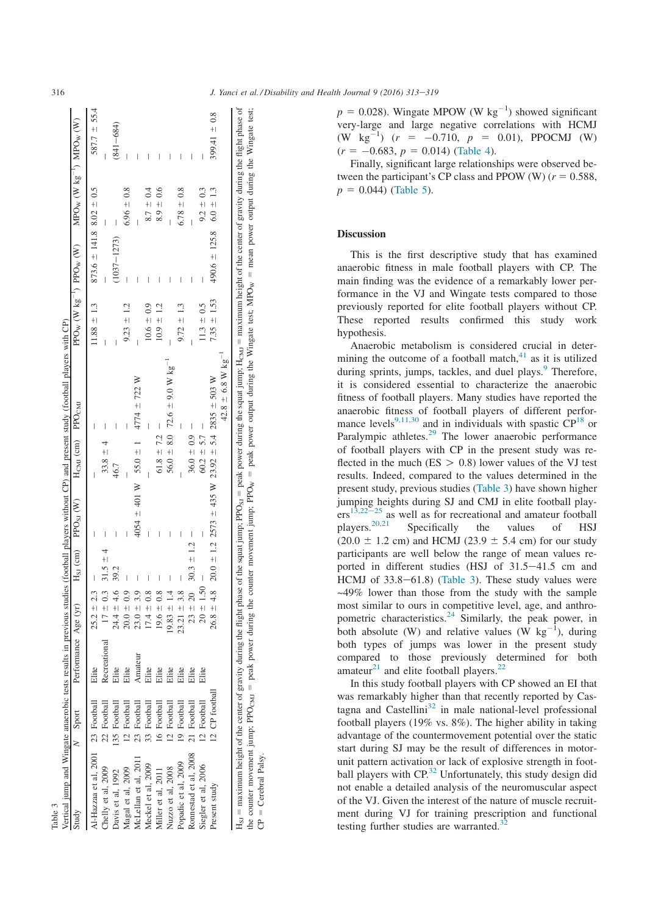**Table 3**
Vertical jump and Wingate anaerobic tests results in previous studies (football players without CP) and present study (football players with CP)

| Study | N | Sport | Performance | Age (yr) | $H_{SJ}$ (cm) | $PPO_{SJ}$ (W) | $H_{CMJ}$ (cm) | $PPO_{CMJ}$ | $PPO_W$ (W $kg^{-1}$) | $PPO_W$ (W) | $MPO_W$ (W $kg^{-1}$) | $MPO_W$ (W) |
|---|---|---|---|---|---|---|---|---|---|---|---|---|
| Al-Hazzaa et al, 2001 | 23 | Football | Elite | 25.2 ± 2.3 | – | – | – | – | 11.88 ± 1.3 | 873.6 ± 141.8 | 8.02 ± 0.5 | 587.7 ± 55.4 |
| Chelly et al, 2009 | 22 | Football | Recreational | 17 ± 0.3 | 31.5 ± 4 | – | 33.8 ± 4 | – | – | – | – | – |
| Davis et al, 1992 | 135 | Football | Elite | 24.4 ± 4.6 | 39.2 | – | 46.7 | – | – | (1037–1273) | – | (841–684) |
| Magal et al, 2009 | 12 | Football | Elite | 20.0 ± 0.9 | – | – | – | – | 9.23 ± 1.2 | – | 6.96 ± 0.8 | – |
| McLellan et al, 2011 | 23 | Football | Amateur | 23.0 ± 3.9 | – | 4054 ± 401 W | 55.0 ± 1 | 4774 ± 722 W | – | – | – | – |
| Meckel et al, 2009 | 33 | Football | Elite | 17.4 ± 0.8 | – | – | – | – | 10.6 ± 0.9 | – | 8.7 ± 0.4 | – |
| Miller et al, 2011 | 16 | Football | Elite | 19.6 ± 0.8 | – | – | 61.8 ± 7.2 | – | 10.9 ± 1.2 | – | 8.9 ± 0.6 | – |
| Nuzzo et al, 2008 | 12 | Football | Elite | 19.83 ± 1.4 | – | – | 56.0 ± 8.0 | 72.6 ± 9.0 W $kg^{-1}$ | – | – | – | – |
| Popadic et al, 2009 | 19 | Football | Elite | 23.21 ± 3.8 | – | – | – | – | 9.72 ± 1.3 | – | 6.78 ± 0.8 | – |
| Ronnestad et al, 2008 | 21 | Football | Elite | 23 ± 20 | 30.3 ± 1.2 | – | 36.0 ± 0.9 | – | – | – | – | – |
| Siegler et al, 2006 | 12 | Football | Elite | 20 ± 1.50 | – | – | 60.2 ± 5.7 | – | 11.3 ± 0.5 | – | 9.2 ± 0.3 | – |
| Present study | 12 | CP football | | 26.8 ± 4.8 | 20.0 ± 1.2 | 2573 ± 435 W | 23.92 ± 5.4 | 2835 ± 503 W 42.8 ± 6.8 W $kg^{-1}$ | 7.35 ± 1.53 | 490.6 ± 125.8 | 6.0 ± 1.3 | 399.41 ± 0.8 |

$H_{SJ}$ = maximum height of the center of gravity during the flight phase of the squat jump; $PPO_{SJ}$ = peak power during the squat jump; $H_{CMJ}$ = maximum height of the center of gravity during the flight phase of the counter movement jump; $PPO_{CMJ}$ = peak power during the counter movement jump; $PPO_W$ = peak power output during the Wingate test; $MPO_W$ = mean power output during the Wingate test; CP = Cerebral Palsy.

$p = 0.028$). Wingate MPOW (W $kg^{-1}$) showed significant very-large and large negative correlations with HCMJ (W $kg^{-1}$) ($r = -0.710$, $p = 0.01$), PPOCMJ (W) ($r = -0.683$, $p = 0.014$) (Table 4).

Finally, significant large relationships were observed between the participant's CP class and PPOW (W) ($r = 0.588$, $p = 0.044$) (Table 5).

## Discussion

This is the first descriptive study that has examined anaerobic fitness in male football players with CP. The main finding was the evidence of a remarkably lower performance in the VJ and Wingate tests compared to those previously reported for elite football players without CP. These reported results confirmed this study work hypothesis.

Anaerobic metabolism is considered crucial in determining the outcome of a football match,[41] as it is utilized during sprints, jumps, tackles, and duel plays.[9] Therefore, it is considered essential to characterize the anaerobic fitness of football players. Many studies have reported the anaerobic fitness of football players of different performance levels[9,11,30] and in individuals with spastic CP[18] or Paralympic athletes.[29] The lower anaerobic performance of football players with CP in the present study was reflected in the much (ES > 0.8) lower values of the VJ test results. Indeed, compared to the values determined in the present study, previous studies (Table 3) have shown higher jumping heights during SJ and CMJ in elite football players[13,22–25] as well as for recreational and amateur football players.[20,21] Specifically the values of HSJ (20.0 ± 1.2 cm) and HCMJ (23.9 ± 5.4 cm) for our study participants are well below the range of mean values reported in different studies (HSJ of 31.5–41.5 cm and HCMJ of 33.8–61.8) (Table 3). These study values were ~49% lower than those from the study with the sample most similar to ours in competitive level, age, and anthropometric characteristics.[24] Similarly, the peak power, in both absolute (W) and relative values (W $kg^{-1}$), during both types of jumps was lower in the present study compared to those previously determined for both amateur[21] and elite football players.[22]

In this study football players with CP showed an EI that was remarkably higher than that recently reported by Castagna and Castellini[32] in male national-level professional football players (19% vs. 8%). The higher ability in taking advantage of the countermovement potential over the static start during SJ may be the result of differences in motor-unit pattern activation or lack of explosive strength in football players with CP.[32] Unfortunately, this study design did not enable a detailed analysis of the neuromuscular aspect of the VJ. Given the interest of the nature of muscle recruitment during VJ for training prescription and functional testing further studies are warranted.[32]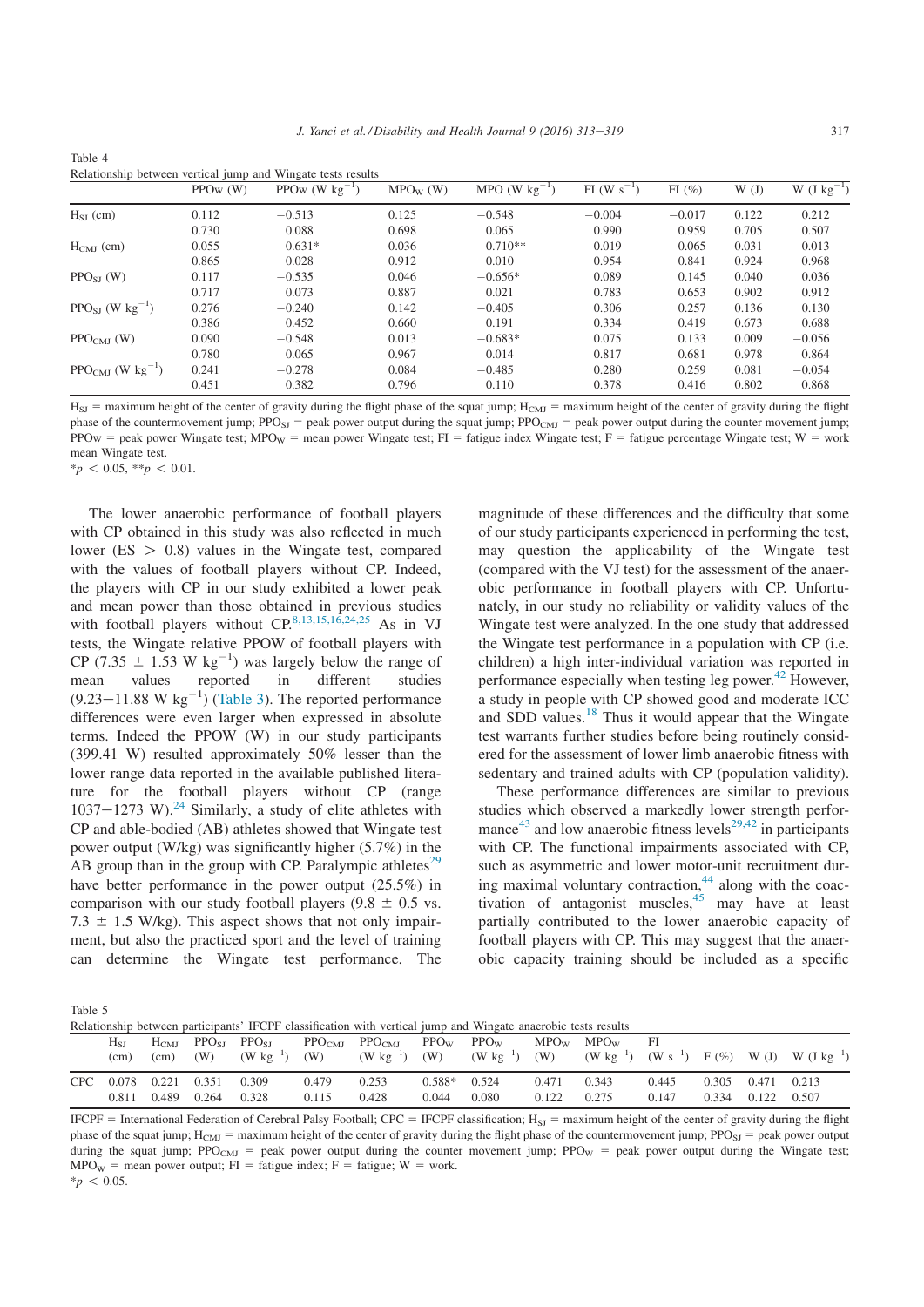Table 4
Relationship between vertical jump and Wingate tests results

| | PPOw (W) | PPOw (W $kg^{-1}$) | $MPO_W$ (W) | MPO (W $kg^{-1}$) | FI (W $s^{-1}$) | FI (%) | W (J) | W (J $kg^{-1}$) |
|---|---|---|---|---|---|---|---|---|
| $H_{SJ}$ (cm) | 0.112 | −0.513 | 0.125 | −0.548 | −0.004 | −0.017 | 0.122 | 0.212 |
| | 0.730 | 0.088 | 0.698 | 0.065 | 0.990 | 0.959 | 0.705 | 0.507 |
| $H_{CMJ}$ (cm) | 0.055 | −0.631* | 0.036 | −0.710** | −0.019 | 0.065 | 0.031 | 0.013 |
| | 0.865 | 0.028 | 0.912 | 0.010 | 0.954 | 0.841 | 0.924 | 0.968 |
| $PPO_{SJ}$ (W) | 0.117 | −0.535 | 0.046 | −0.656* | 0.089 | 0.145 | 0.040 | 0.036 |
| | 0.717 | 0.073 | 0.887 | 0.021 | 0.783 | 0.653 | 0.902 | 0.912 |
| $PPO_{SJ}$ (W $kg^{-1}$) | 0.276 | −0.240 | 0.142 | −0.405 | 0.306 | 0.257 | 0.136 | 0.130 |
| | 0.386 | 0.452 | 0.660 | 0.191 | 0.334 | 0.419 | 0.673 | 0.688 |
| $PPO_{CMJ}$ (W) | 0.090 | −0.548 | 0.013 | −0.683* | 0.075 | 0.133 | 0.009 | −0.056 |
| | 0.780 | 0.065 | 0.967 | 0.014 | 0.817 | 0.681 | 0.978 | 0.864 |
| $PPO_{CMJ}$ (W $kg^{-1}$) | 0.241 | −0.278 | 0.084 | −0.485 | 0.280 | 0.259 | 0.081 | −0.054 |
| | 0.451 | 0.382 | 0.796 | 0.110 | 0.378 | 0.416 | 0.802 | 0.868 |

$H_{SJ}$ = maximum height of the center of gravity during the flight phase of the squat jump; $H_{CMJ}$ = maximum height of the center of gravity during the flight phase of the countermovement jump; $PPO_{SJ}$ = peak power output during the squat jump; $PPO_{CMJ}$ = peak power output during the counter movement jump; PPOw = peak power Wingate test; $MPO_W$ = mean power Wingate test; FI = fatigue index Wingate test; F = fatigue percentage Wingate test; W = work mean Wingate test.
*$p < 0.05$, **$p < 0.01$.

The lower anaerobic performance of football players with CP obtained in this study was also reflected in much lower (ES > 0.8) values in the Wingate test, compared with the values of football players without CP. Indeed, the players with CP in our study exhibited a lower peak and mean power than those obtained in previous studies with football players without CP.[8,13,15,16,24,25] As in VJ tests, the Wingate relative PPOW of football players with CP (7.35 ± 1.53 W $kg^{-1}$) was largely below the range of mean values reported in different studies (9.23−11.88 W $kg^{-1}$) (Table 3). The reported performance differences were even larger when expressed in absolute terms. Indeed the PPOW (W) in our study participants (399.41 W) resulted approximately 50% lesser than the lower range data reported in the available published literature for the football players without CP (range 1037−1273 W).[24] Similarly, a study of elite athletes with CP and able-bodied (AB) athletes showed that Wingate test power output (W/kg) was significantly higher (5.7%) in the AB group than in the group with CP. Paralympic athletes[29] have better performance in the power output (25.5%) in comparison with our study football players (9.8 ± 0.5 vs. 7.3 ± 1.5 W/kg). This aspect shows that not only impairment, but also the practiced sport and the level of training can determine the Wingate test performance. The magnitude of these differences and the difficulty that some of our study participants experienced in performing the test, may question the applicability of the Wingate test (compared with the VJ test) for the assessment of the anaerobic performance in football players with CP. Unfortunately, in our study no reliability or validity values of the Wingate test were analyzed. In the one study that addressed the Wingate test performance in a population with CP (i.e. children) a high inter-individual variation was reported in performance especially when testing leg power.[42] However, a study in people with CP showed good and moderate ICC and SDD values.[18] Thus it would appear that the Wingate test warrants further studies before being routinely considered for the assessment of lower limb anaerobic fitness with sedentary and trained adults with CP (population validity).

These performance differences are similar to previous studies which observed a markedly lower strength performance[43] and low anaerobic fitness levels[29,42] in participants with CP. The functional impairments associated with CP, such as asymmetric and lower motor-unit recruitment during maximal voluntary contraction,[44] along with the coactivation of antagonist muscles,[45] may have at least partially contributed to the lower anaerobic capacity of football players with CP. This may suggest that the anaerobic capacity training should be included as a specific

Table 5
Relationship between participants' IFCPF classification with vertical jump and Wingate anaerobic tests results

| | $H_{SJ}$ (cm) | $H_{CMJ}$ (cm) | $PPO_{SJ}$ (W) | $PPO_{SJ}$ (W $kg^{-1}$) | $PPO_{CMJ}$ (W) | $PPO_{CMJ}$ (W $kg^{-1}$) | $PPO_W$ (W) | $PPO_W$ (W $kg^{-1}$) | $MPO_W$ (W) | $MPO_W$ (W $kg^{-1}$) | FI (W $s^{-1}$) | F (%) | W (J) | W (J $kg^{-1}$) |
|---|---|---|---|---|---|---|---|---|---|---|---|---|---|---|
| CPC | 0.078 | 0.221 | 0.351 | 0.309 | 0.479 | 0.253 | 0.588* | 0.524 | 0.471 | 0.343 | 0.445 | 0.305 | 0.471 | 0.213 |
| | 0.811 | 0.489 | 0.264 | 0.328 | 0.115 | 0.428 | 0.044 | 0.080 | 0.122 | 0.275 | 0.147 | 0.334 | 0.122 | 0.507 |

IFCPF = International Federation of Cerebral Palsy Football; CPC = IFCPF classification; $H_{SJ}$ = maximum height of the center of gravity during the flight phase of the squat jump; $H_{CMJ}$ = maximum height of the center of gravity during the flight phase of the countermovement jump; $PPO_{SJ}$ = peak power output during the squat jump; $PPO_{CMJ}$ = peak power output during the counter movement jump; $PPO_W$ = peak power output during the Wingate test; $MPO_W$ = mean power output; FI = fatigue index; F = fatigue; W = work.
*$p < 0.05$.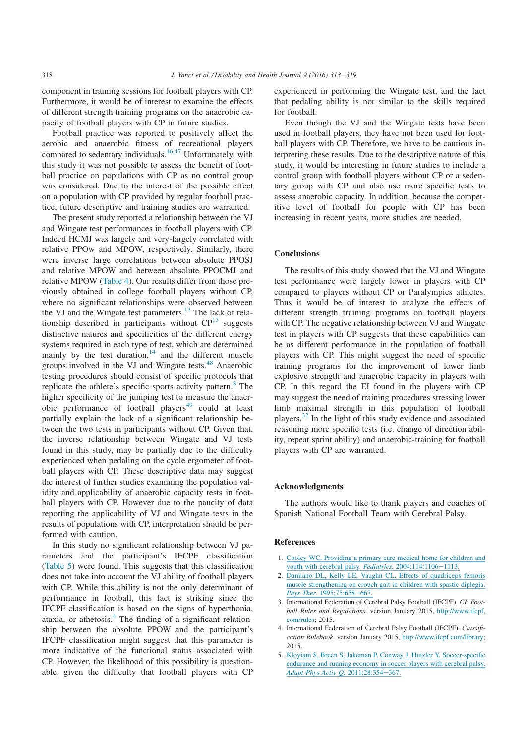component in training sessions for football players with CP. Furthermore, it would be of interest to examine the effects of different strength training programs on the anaerobic capacity of football players with CP in future studies.

Football practice was reported to positively affect the aerobic and anaerobic fitness of recreational players compared to sedentary individuals.[46,47] Unfortunately, with this study it was not possible to assess the benefit of football practice on populations with CP as no control group was considered. Due to the interest of the possible effect on a population with CP provided by regular football practice, future descriptive and training studies are warranted.

The present study reported a relationship between the VJ and Wingate test performances in football players with CP. Indeed HCMJ was largely and very-largely correlated with relative PPOw and MPOW, respectively. Similarly, there were inverse large correlations between absolute PPOSJ and relative MPOW and between absolute PPOCMJ and relative MPOW (Table 4). Our results differ from those previously obtained in college football players without CP, where no significant relationships were observed between the VJ and the Wingate test parameters.[13] The lack of relationship described in participants without CP[13] suggests distinctive natures and specificities of the different energy systems required in each type of test, which are determined mainly by the test duration,[14] and the different muscle groups involved in the VJ and Wingate tests.[48] Anaerobic testing procedures should consist of specific protocols that replicate the athlete's specific sports activity pattern.[8] The higher specificity of the jumping test to measure the anaerobic performance of football players[49] could at least partially explain the lack of a significant relationship between the two tests in participants without CP. Given that, the inverse relationship between Wingate and VJ tests found in this study, may be partially due to the difficulty experienced when pedaling on the cycle ergometer of football players with CP. These descriptive data may suggest the interest of further studies examining the population validity and applicability of anaerobic capacity tests in football players with CP. However due to the paucity of data reporting the applicability of VJ and Wingate tests in the results of populations with CP, interpretation should be performed with caution.

In this study no significant relationship between VJ parameters and the participant's IFCPF classification (Table 5) were found. This suggests that this classification does not take into account the VJ ability of football players with CP. While this ability is not the only determinant of performance in football, this fact is striking since the IFCPF classification is based on the signs of hyperthonia, ataxia, or athetosis.[4] The finding of a significant relationship between the absolute PPOW and the participant's IFCPF classification might suggest that this parameter is more indicative of the functional status associated with CP. However, the likelihood of this possibility is questionable, given the difficulty that football players with CP experienced in performing the Wingate test, and the fact that pedaling ability is not similar to the skills required for football.

Even though the VJ and the Wingate tests have been used in football players, they have not been used for football players with CP. Therefore, we have to be cautious interpreting these results. Due to the descriptive nature of this study, it would be interesting in future studies to include a control group with football players without CP or a sedentary group with CP and also use more specific tests to assess anaerobic capacity. In addition, because the competitive level of football for people with CP has been increasing in recent years, more studies are needed.

## Conclusions

The results of this study showed that the VJ and Wingate test performance were largely lower in players with CP compared to players without CP or Paralympics athletes. Thus it would be of interest to analyze the effects of different strength training programs on football players with CP. The negative relationship between VJ and Wingate test in players with CP suggests that these capabilities can be as different performance in the population of football players with CP. This might suggest the need of specific training programs for the improvement of lower limb explosive strength and anaerobic capacity in players with CP. In this regard the EI found in the players with CP may suggest the need of training procedures stressing lower limb maximal strength in this population of football players.[32] In the light of this study evidence and associated reasoning more specific tests (i.e. change of direction ability, repeat sprint ability) and anaerobic-training for football players with CP are warranted.

## Acknowledgments

The authors would like to thank players and coaches of Spanish National Football Team with Cerebral Palsy.

## References

1. Cooley WC. Providing a primary care medical home for children and youth with cerebral palsy. *Pediatrics*. 2004;114:1106–1113.
2. Damiano DL, Kelly LE, Vaughn CL. Effects of quadriceps femoris muscle strengthening on crouch gait in children with spastic diplegia. *Phys Ther*. 1995;75:658–667.
3. International Federation of Cerebral Palsy Football (IFCPF). *CP Football Rules and Regulations*. version January 2015, http://www.ifcpf.com/rules; 2015.
4. International Federation of Cerebral Palsy Football (IFCPF). *Classification Rulebook*. version January 2015, http://www.ifcpf.com/library; 2015.
5. Kloyiam S, Breen S, Jakeman P, Conway J, Hutzler Y. Soccer-specific endurance and running economy in soccer players with cerebral palsy. *Adapt Phys Activ Q*. 2011;28:354–367.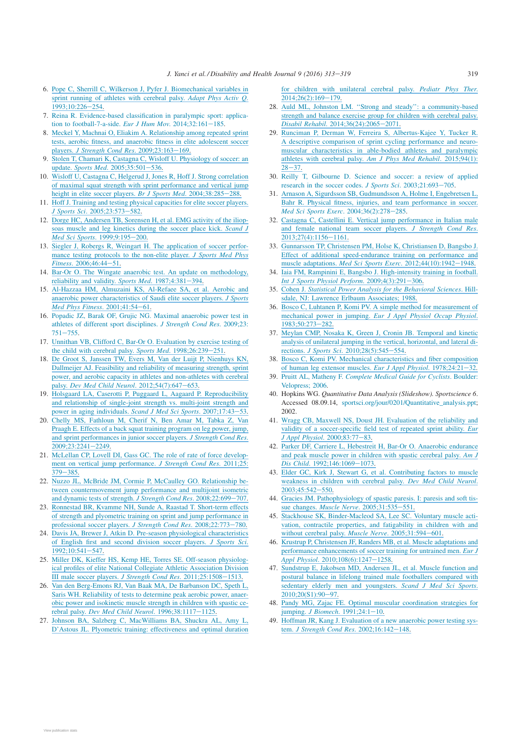6. Pope C, Sherrill C, Wilkerson J, Pyfer J. Biomechanical variables in sprint running of athletes with cerebral palsy. *Adapt Phys Activ Q*. 1993;10:226–254.
7. Reina R. Evidence-based classification in paralympic sport: application to football-7-a-side. *Eur J Hum Mov*. 2014;32:161–185.
8. Meckel Y, Machnai O, Eliakim A. Relationship among repeated sprint tests, aerobic fitness, and anaerobic fitness in elite adolescent soccer players. *J Strength Cond Res*. 2009;23:163–169.
9. Stolen T, Chamari K, Castagna C, Wisloff U. Physiology of soccer: an update. *Sports Med*. 2005;35:501–536.
10. Wisloff U, Castagna C, Helgerud J, Jones R, Hoff J. Strong correlation of maximal squat strength with sprint performance and vertical jump height in elite soccer players. *Br J Sports Med*. 2004;38:285–288.
11. Hoff J. Training and testing physical capacities for elite soccer players. *J Sports Sci*. 2005;23:573–582.
12. Dorge HC, Andersen TB, Sorensen H, et al. EMG activity of the iliopsoas muscle and leg kinetics during the soccer place kick. *Scand J Med Sci Sports*. 1999;9:195–200.
13. Siegler J, Robergs R, Weingart H. The application of soccer performance testing protocols to the non-elite player. *J Sports Med Phys Fitness*. 2006;46:44–51.
14. Bar-Or O. The Wingate anaerobic test. An update on methodology, reliability and validity. *Sports Med*. 1987;4:381–394.
15. Al-Hazzaa HM, Almuzaini KS, Al-Refaee SA, et al. Aerobic and anaerobic power characteristics of Saudi elite soccer players. *J Sports Med Phys Fitness*. 2001;41:54–61.
16. Popadic JZ, Barak OF, Grujic NG. Maximal anaerobic power test in athletes of different sport disciplines. *J Strength Cond Res*. 2009;23:751–755.
17. Unnithan VB, Clifford C, Bar-Or O. Evaluation by exercise testing of the child with cerebral palsy. *Sports Med*. 1998;26:239–251.
18. De Groot S, Janssen TW, Evers M, Van der Luijt P, Nienhuys KN, Dallmeijer AJ. Feasibility and reliability of measuring strength, sprint power, and aerobic capacity in athletes and non-athletes with cerebral palsy. *Dev Med Child Neurol*. 2012;54(7):647–653.
19. Holsgaard LA, Caserotti P, Puggaard L, Aagaard P. Reproducibility and relationship of single-joint strength vs. multi-joint strength and power in aging individuals. *Scand J Med Sci Sports*. 2007;17:43–53.
20. Chelly MS, Fathloun M, Cherif N, Ben Amar M, Tabka Z, Van Praagh E. Effects of a back squat training program on leg power, jump, and sprint performances in junior soccer players. *J Strength Cond Res*. 2009;23:2241–2249.
21. McLellan CP, Lovell DI, Gass GC. The role of rate of force development on vertical jump performance. *J Strength Cond Res*. 2011;25:379–385.
22. Nuzzo JL, McBride JM, Cormie P, McCaulley GO. Relationship between countermovement jump performance and multijoint isometric and dynamic tests of strength. *J Strength Cond Res*. 2008;22:699–707.
23. Ronnestad BR, Kvamme NH, Sunde A, Raastad T. Short-term effects of strength and plyometric training on sprint and jump performance in professional soccer players. *J Strength Cond Res*. 2008;22:773–780.
24. Davis JA, Brewer J, Atkin D. Pre-season physiological characteristics of English first and second division soccer players. *J Sports Sci*. 1992;10:541–547.
25. Miller DK, Kieffer HS, Kemp HE, Torres SE. Off-season physiological profiles of elite National Collegiate Athletic Association Division III male soccer players. *J Strength Cond Res*. 2011;25:1508–1513.
26. Van den Berg-Emons RJ, Van Baak MA, De Barbanson DC, Speth L, Saris WH. Reliability of tests to determine peak aerobic power, anaerobic power and isokinetic muscle strength in children with spastic cerebral palsy. *Dev Med Child Neurol*. 1996;38:1117–1125.
27. Johnson BA, Salzberg C, MacWilliams BA, Shuckra AL, Amy L, D'Astous JL. Plyometric training: effectiveness and optimal duration for children with unilateral cerebral palsy. *Pediatr Phys Ther*. 2014;26(2):169–179.
28. Auld ML, Johnston LM. "Strong and steady": a community-based strength and balance exercise group for children with cerebral palsy. *Disabil Rehabil*. 2014;36(24):2065–2071.
29. Runciman P, Derman W, Ferreira S, Albertus-Kajee Y, Tucker R. A descriptive comparison of sprint cycling performance and neuromuscular characteristics in able-bodied athletes and paralympic athletes with cerebral palsy. *Am J Phys Med Rehabil*. 2015;94(1):28–37.
30. Reilly T, Gilbourne D. Science and soccer: a review of applied research in the soccer codes. *J Sports Sci*. 2003;21:693–705.
31. Arnason A, Sigurdsson SB, Gudmundsson A, Holme I, Engebretsen L, Bahr R. Physical fitness, injuries, and team performance in soccer. *Med Sci Sports Exerc*. 2004;36(2):278–285.
32. Castagna C, Castellini E. Vertical jump performance in Italian male and female national team soccer players. *J Strength Cond Res*. 2013;27(4):1156–1161.
33. Gunnarsson TP, Christensen PM, Holse K, Christiansen D, Bangsbo J. Effect of additional speed-endurance training on performance and muscle adaptations. *Med Sci Sports Exerc*. 2012;44(10):1942–1948.
34. Iaia FM, Rampinini E, Bangsbo J. High-intensity training in football. *Int J Sports Physiol Perform*. 2009;4(3):291–306.
35. Cohen J. *Statistical Power Analysis for the Behavioral Sciences*. Hillsdale, NJ: Lawrence Erlbaum Associates; 1988.
36. Bosco C, Luhtanen P, Komi PV. A simple method for measurement of mechanical power in jumping. *Eur J Appl Physiol Occup Physiol*. 1983;50:273–282.
37. Meylan CMP, Nosaka K, Green J, Cronin JB. Temporal and kinetic analysis of unilateral jumping in the vertical, horizontal, and lateral directions. *J Sports Sci*. 2010;28(5):545–554.
38. Bosco C, Komi PV. Mechanical characteristics and fiber composition of human leg extensor muscles. *Eur J Appl Physiol*. 1978;24:21–32.
39. Pruitt AL, Matheny F. *Complete Medical Guide for Cyclists*. Boulder: Velopress; 2006.
40. Hopkins WG. *Quantitative Data Analysis (Slideshow)*. *Sportscience 6*. Accessed 08.09.14, sportsci.org/jour/0201/Quantitative_analysis.ppt; 2002.
41. Wragg CB, Maxwell NS, Doust JH. Evaluation of the reliability and validity of a soccer-specific field test of repeated sprint ability. *Eur J Appl Physiol*. 2000;83:77–83.
42. Parker DF, Carriere L, Hebestreit H, Bar-Or O. Anaerobic endurance and peak muscle power in children with spastic cerebral palsy. *Am J Dis Child*. 1992;146:1069–1073.
43. Elder GC, Kirk J, Stewart G, et al. Contributing factors to muscle weakness in children with cerebral palsy. *Dev Med Child Neurol*. 2003;45:542–550.
44. Gracies JM. Pathophysiology of spastic paresis. I: paresis and soft tissue changes. *Muscle Nerve*. 2005;31:535–551.
45. Stackhouse SK, Binder-Macleod SA, Lee SC. Voluntary muscle activation, contractile properties, and fatigability in children with and without cerebral palsy. *Muscle Nerve*. 2005;31:594–601.
46. Krustrup P, Christensen JF, Randers MB, et al. Muscle adaptations and performance enhancements of soccer training for untrained men. *Eur J Appl Physiol*. 2010;108(6):1247–1258.
47. Sundstrup E, Jakobsen MD, Andersen JL, et al. Muscle function and postural balance in lifelong trained male footballers compared with sedentary elderly men and youngsters. *Scand J Med Sci Sports*. 2010;20(S1):90–97.
48. Pandy MG, Zajac FE. Optimal muscular coordination strategies for jumping. *J Biomech*. 1991;24:1–10.
49. Hoffman JR, Kang J. Evaluation of a new anaerobic power testing system. *J Strength Cond Res*. 2002;16:142–148.